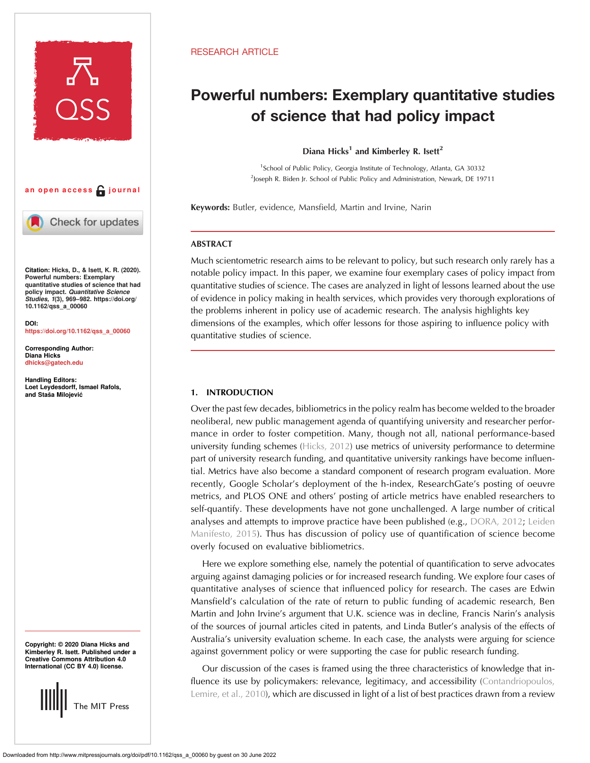RESEARCH ARTICLE

# Powerful numbers: Exemplary quantitative studies of science that had policy impact

Diana Hicks[1] and Kimberley R. Isett[2]

[1]School of Public Policy, Georgia Institute of Technology, Atlanta, GA 30332
[2]Joseph R. Biden Jr. School of Public Policy and Administration, Newark, DE 19711

an open access journal

Citation: Hicks, D., & Isett, K. R. (2020). Powerful numbers: Exemplary quantitative studies of science that had policy impact. *Quantitative Science Studies*, *1*(3), 969–982. https://doi.org/10.1162/qss_a_00060

DOI: https://doi.org/10.1162/qss_a_00060

Corresponding Author: Diana Hicks dhicks@gatech.edu

Handling Editors: Loet Leydesdorff, Ismael Rafols, and Staša Milojević

Copyright: © 2020 Diana Hicks and Kimberley R. Isett. Published under a Creative Commons Attribution 4.0 International (CC BY 4.0) license.

The MIT Press

**Keywords:** Butler, evidence, Mansfield, Martin and Irvine, Narin

## ABSTRACT

Much scientometric research aims to be relevant to policy, but such research only rarely has a notable policy impact. In this paper, we examine four exemplary cases of policy impact from quantitative studies of science. The cases are analyzed in light of lessons learned about the use of evidence in policy making in health services, which provides very thorough explorations of the problems inherent in policy use of academic research. The analysis highlights key dimensions of the examples, which offer lessons for those aspiring to influence policy with quantitative studies of science.

## 1. INTRODUCTION

Over the past few decades, bibliometrics in the policy realm has become welded to the broader neoliberal, new public management agenda of quantifying university and researcher performance in order to foster competition. Many, though not all, national performance-based university funding schemes (Hicks, 2012) use metrics of university performance to determine part of university research funding, and quantitative university rankings have become influential. Metrics have also become a standard component of research program evaluation. More recently, Google Scholar's deployment of the h-index, ResearchGate's posting of oeuvre metrics, and PLOS ONE and others' posting of article metrics have enabled researchers to self-quantify. These developments have not gone unchallenged. A large number of critical analyses and attempts to improve practice have been published (e.g., DORA, 2012; Leiden Manifesto, 2015). Thus has discussion of policy use of quantification of science become overly focused on evaluative bibliometrics.

Here we explore something else, namely the potential of quantification to serve advocates arguing against damaging policies or for increased research funding. We explore four cases of quantitative analyses of science that influenced policy for research. The cases are Edwin Mansfield's calculation of the rate of return to public funding of academic research, Ben Martin and John Irvine's argument that U.K. science was in decline, Francis Narin's analysis of the sources of journal articles cited in patents, and Linda Butler's analysis of the effects of Australia's university evaluation scheme. In each case, the analysts were arguing for science against government policy or were supporting the case for public research funding.

Our discussion of the cases is framed using the three characteristics of knowledge that influence its use by policymakers: relevance, legitimacy, and accessibility (Contandriopoulos, Lemire, et al., 2010), which are discussed in light of a list of best practices drawn from a review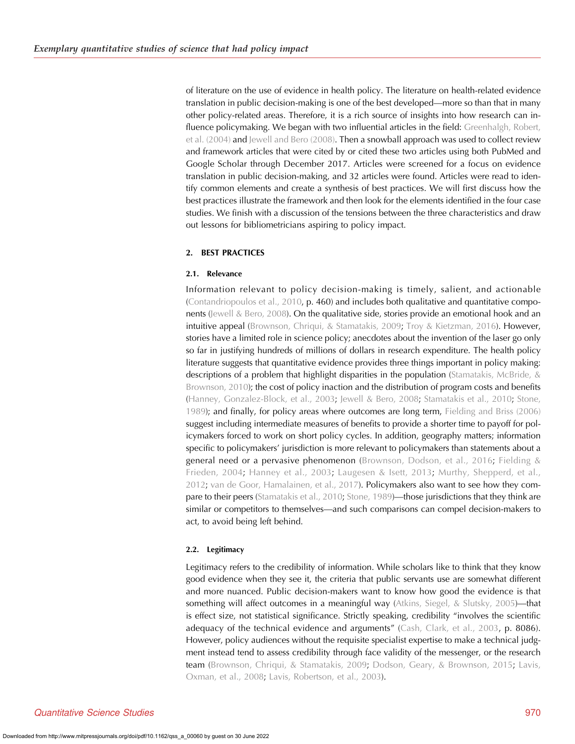of literature on the use of evidence in health policy. The literature on health-related evidence translation in public decision-making is one of the best developed—more so than that in many other policy-related areas. Therefore, it is a rich source of insights into how research can influence policymaking. We began with two influential articles in the field: Greenhalgh, Robert, et al. (2004) and Jewell and Bero (2008). Then a snowball approach was used to collect review and framework articles that were cited by or cited these two articles using both PubMed and Google Scholar through December 2017. Articles were screened for a focus on evidence translation in public decision-making, and 32 articles were found. Articles were read to identify common elements and create a synthesis of best practices. We will first discuss how the best practices illustrate the framework and then look for the elements identified in the four case studies. We finish with a discussion of the tensions between the three characteristics and draw out lessons for bibliometricians aspiring to policy impact.

## 2. BEST PRACTICES

### 2.1. Relevance

Information relevant to policy decision-making is timely, salient, and actionable (Contandriopoulos et al., 2010, p. 460) and includes both qualitative and quantitative components (Jewell & Bero, 2008). On the qualitative side, stories provide an emotional hook and an intuitive appeal (Brownson, Chriqui, & Stamatakis, 2009; Troy & Kietzman, 2016). However, stories have a limited role in science policy; anecdotes about the invention of the laser go only so far in justifying hundreds of millions of dollars in research expenditure. The health policy literature suggests that quantitative evidence provides three things important in policy making: descriptions of a problem that highlight disparities in the population (Stamatakis, McBride, & Brownson, 2010); the cost of policy inaction and the distribution of program costs and benefits (Hanney, Gonzalez-Block, et al., 2003; Jewell & Bero, 2008; Stamatakis et al., 2010; Stone, 1989); and finally, for policy areas where outcomes are long term, Fielding and Briss (2006) suggest including intermediate measures of benefits to provide a shorter time to payoff for policymakers forced to work on short policy cycles. In addition, geography matters; information specific to policymakers' jurisdiction is more relevant to policymakers than statements about a general need or a pervasive phenomenon (Brownson, Dodson, et al., 2016; Fielding & Frieden, 2004; Hanney et al., 2003; Laugesen & Isett, 2013; Murthy, Shepperd, et al., 2012; van de Goor, Hamalainen, et al., 2017). Policymakers also want to see how they compare to their peers (Stamatakis et al., 2010; Stone, 1989)—those jurisdictions that they think are similar or competitors to themselves—and such comparisons can compel decision-makers to act, to avoid being left behind.

### 2.2. Legitimacy

Legitimacy refers to the credibility of information. While scholars like to think that they know good evidence when they see it, the criteria that public servants use are somewhat different and more nuanced. Public decision-makers want to know how good the evidence is that something will affect outcomes in a meaningful way (Atkins, Siegel, & Slutsky, 2005)—that is effect size, not statistical significance. Strictly speaking, credibility "involves the scientific adequacy of the technical evidence and arguments" (Cash, Clark, et al., 2003, p. 8086). However, policy audiences without the requisite specialist expertise to make a technical judgment instead tend to assess credibility through face validity of the messenger, or the research team (Brownson, Chriqui, & Stamatakis, 2009; Dodson, Geary, & Brownson, 2015; Lavis, Oxman, et al., 2008; Lavis, Robertson, et al., 2003).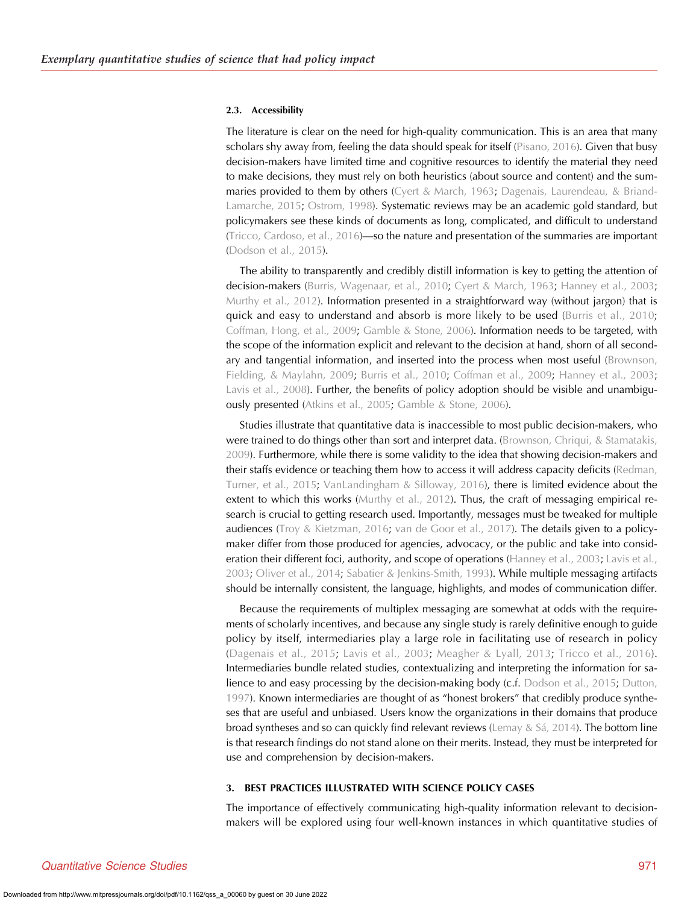### 2.3. Accessibility

The literature is clear on the need for high-quality communication. This is an area that many scholars shy away from, feeling the data should speak for itself (Pisano, 2016). Given that busy decision-makers have limited time and cognitive resources to identify the material they need to make decisions, they must rely on both heuristics (about source and content) and the summaries provided to them by others (Cyert & March, 1963; Dagenais, Laurendeau, & Briand-Lamarche, 2015; Ostrom, 1998). Systematic reviews may be an academic gold standard, but policymakers see these kinds of documents as long, complicated, and difficult to understand (Tricco, Cardoso, et al., 2016)—so the nature and presentation of the summaries are important (Dodson et al., 2015).

The ability to transparently and credibly distill information is key to getting the attention of decision-makers (Burris, Wagenaar, et al., 2010; Cyert & March, 1963; Hanney et al., 2003; Murthy et al., 2012). Information presented in a straightforward way (without jargon) that is quick and easy to understand and absorb is more likely to be used (Burris et al., 2010; Coffman, Hong, et al., 2009; Gamble & Stone, 2006). Information needs to be targeted, with the scope of the information explicit and relevant to the decision at hand, shorn of all secondary and tangential information, and inserted into the process when most useful (Brownson, Fielding, & Maylahn, 2009; Burris et al., 2010; Coffman et al., 2009; Hanney et al., 2003; Lavis et al., 2008). Further, the benefits of policy adoption should be visible and unambiguously presented (Atkins et al., 2005; Gamble & Stone, 2006).

Studies illustrate that quantitative data is inaccessible to most public decision-makers, who were trained to do things other than sort and interpret data. (Brownson, Chriqui, & Stamatakis, 2009). Furthermore, while there is some validity to the idea that showing decision-makers and their staffs evidence or teaching them how to access it will address capacity deficits (Redman, Turner, et al., 2015; VanLandingham & Silloway, 2016), there is limited evidence about the extent to which this works (Murthy et al., 2012). Thus, the craft of messaging empirical research is crucial to getting research used. Importantly, messages must be tweaked for multiple audiences (Troy & Kietzman, 2016; van de Goor et al., 2017). The details given to a policymaker differ from those produced for agencies, advocacy, or the public and take into consideration their different foci, authority, and scope of operations (Hanney et al., 2003; Lavis et al., 2003; Oliver et al., 2014; Sabatier & Jenkins-Smith, 1993). While multiple messaging artifacts should be internally consistent, the language, highlights, and modes of communication differ.

Because the requirements of multiplex messaging are somewhat at odds with the requirements of scholarly incentives, and because any single study is rarely definitive enough to guide policy by itself, intermediaries play a large role in facilitating use of research in policy (Dagenais et al., 2015; Lavis et al., 2003; Meagher & Lyall, 2013; Tricco et al., 2016). Intermediaries bundle related studies, contextualizing and interpreting the information for salience to and easy processing by the decision-making body (c.f. Dodson et al., 2015; Dutton, 1997). Known intermediaries are thought of as "honest brokers" that credibly produce syntheses that are useful and unbiased. Users know the organizations in their domains that produce broad syntheses and so can quickly find relevant reviews (Lemay & Sá, 2014). The bottom line is that research findings do not stand alone on their merits. Instead, they must be interpreted for use and comprehension by decision-makers.

## 3. BEST PRACTICES ILLUSTRATED WITH SCIENCE POLICY CASES

The importance of effectively communicating high-quality information relevant to decision-makers will be explored using four well-known instances in which quantitative studies of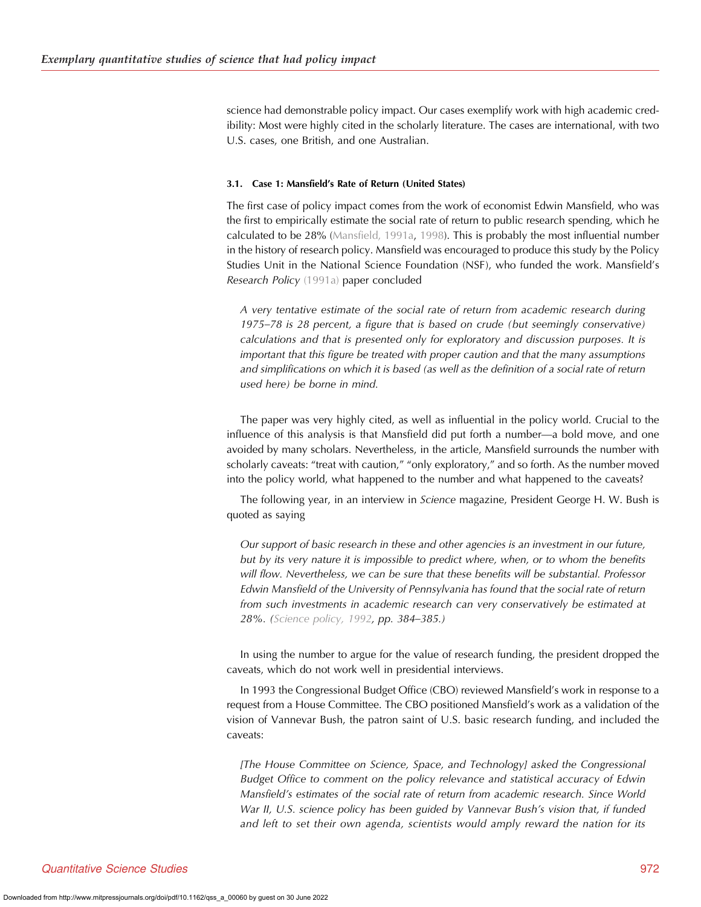science had demonstrable policy impact. Our cases exemplify work with high academic credibility: Most were highly cited in the scholarly literature. The cases are international, with two U.S. cases, one British, and one Australian.

### 3.1. Case 1: Mansfield's Rate of Return (United States)

The first case of policy impact comes from the work of economist Edwin Mansfield, who was the first to empirically estimate the social rate of return to public research spending, which he calculated to be 28% (Mansfield, 1991a, 1998). This is probably the most influential number in the history of research policy. Mansfield was encouraged to produce this study by the Policy Studies Unit in the National Science Foundation (NSF), who funded the work. Mansfield's *Research Policy* (1991a) paper concluded

> *A very tentative estimate of the social rate of return from academic research during 1975–78 is 28 percent, a figure that is based on crude (but seemingly conservative) calculations and that is presented only for exploratory and discussion purposes. It is important that this figure be treated with proper caution and that the many assumptions and simplifications on which it is based (as well as the definition of a social rate of return used here) be borne in mind.*

The paper was very highly cited, as well as influential in the policy world. Crucial to the influence of this analysis is that Mansfield did put forth a number—a bold move, and one avoided by many scholars. Nevertheless, in the article, Mansfield surrounds the number with scholarly caveats: "treat with caution," "only exploratory," and so forth. As the number moved into the policy world, what happened to the number and what happened to the caveats?

The following year, in an interview in *Science* magazine, President George H. W. Bush is quoted as saying

> *Our support of basic research in these and other agencies is an investment in our future, but by its very nature it is impossible to predict where, when, or to whom the benefits will flow. Nevertheless, we can be sure that these benefits will be substantial. Professor Edwin Mansfield of the University of Pennsylvania has found that the social rate of return from such investments in academic research can very conservatively be estimated at 28%. (Science policy, 1992, pp. 384–385.)*

In using the number to argue for the value of research funding, the president dropped the caveats, which do not work well in presidential interviews.

In 1993 the Congressional Budget Office (CBO) reviewed Mansfield's work in response to a request from a House Committee. The CBO positioned Mansfield's work as a validation of the vision of Vannevar Bush, the patron saint of U.S. basic research funding, and included the caveats:

> *[The House Committee on Science, Space, and Technology] asked the Congressional Budget Office to comment on the policy relevance and statistical accuracy of Edwin Mansfield's estimates of the social rate of return from academic research. Since World War II, U.S. science policy has been guided by Vannevar Bush's vision that, if funded and left to set their own agenda, scientists would amply reward the nation for its*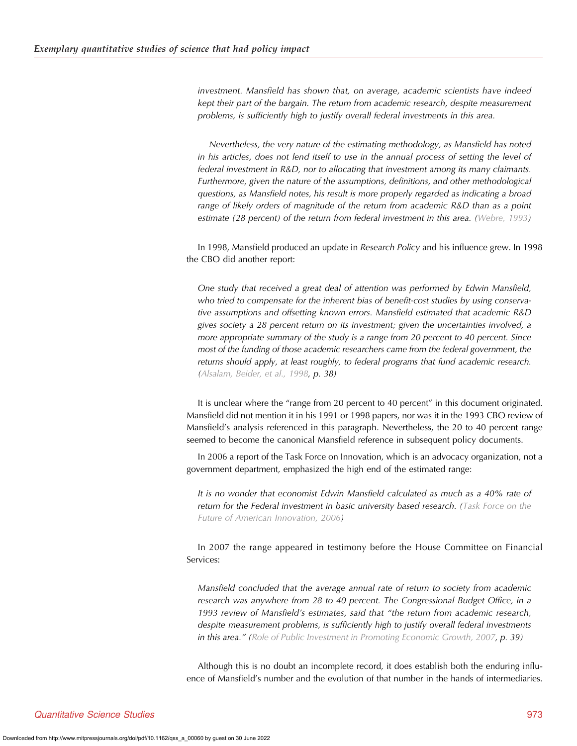*investment. Mansfield has shown that, on average, academic scientists have indeed kept their part of the bargain. The return from academic research, despite measurement problems, is sufficiently high to justify overall federal investments in this area.*

*Nevertheless, the very nature of the estimating methodology, as Mansfield has noted in his articles, does not lend itself to use in the annual process of setting the level of federal investment in R&D, nor to allocating that investment among its many claimants. Furthermore, given the nature of the assumptions, definitions, and other methodological questions, as Mansfield notes, his result is more properly regarded as indicating a broad range of likely orders of magnitude of the return from academic R&D than as a point estimate (28 percent) of the return from federal investment in this area. (Webre, 1993)*

In 1998, Mansfield produced an update in *Research Policy* and his influence grew. In 1998 the CBO did another report:

*One study that received a great deal of attention was performed by Edwin Mansfield, who tried to compensate for the inherent bias of benefit-cost studies by using conservative assumptions and offsetting known errors. Mansfield estimated that academic R&D gives society a 28 percent return on its investment; given the uncertainties involved, a more appropriate summary of the study is a range from 20 percent to 40 percent. Since most of the funding of those academic researchers came from the federal government, the returns should apply, at least roughly, to federal programs that fund academic research. (Alsalam, Beider, et al., 1998, p. 38)*

It is unclear where the "range from 20 percent to 40 percent" in this document originated. Mansfield did not mention it in his 1991 or 1998 papers, nor was it in the 1993 CBO review of Mansfield's analysis referenced in this paragraph. Nevertheless, the 20 to 40 percent range seemed to become the canonical Mansfield reference in subsequent policy documents.

In 2006 a report of the Task Force on Innovation, which is an advocacy organization, not a government department, emphasized the high end of the estimated range:

*It is no wonder that economist Edwin Mansfield calculated as much as a 40% rate of return for the Federal investment in basic university based research. (Task Force on the Future of American Innovation, 2006)*

In 2007 the range appeared in testimony before the House Committee on Financial Services:

*Mansfield concluded that the average annual rate of return to society from academic research was anywhere from 28 to 40 percent. The Congressional Budget Office, in a 1993 review of Mansfield's estimates, said that "the return from academic research, despite measurement problems, is sufficiently high to justify overall federal investments in this area." (Role of Public Investment in Promoting Economic Growth, 2007, p. 39)*

Although this is no doubt an incomplete record, it does establish both the enduring influence of Mansfield's number and the evolution of that number in the hands of intermediaries.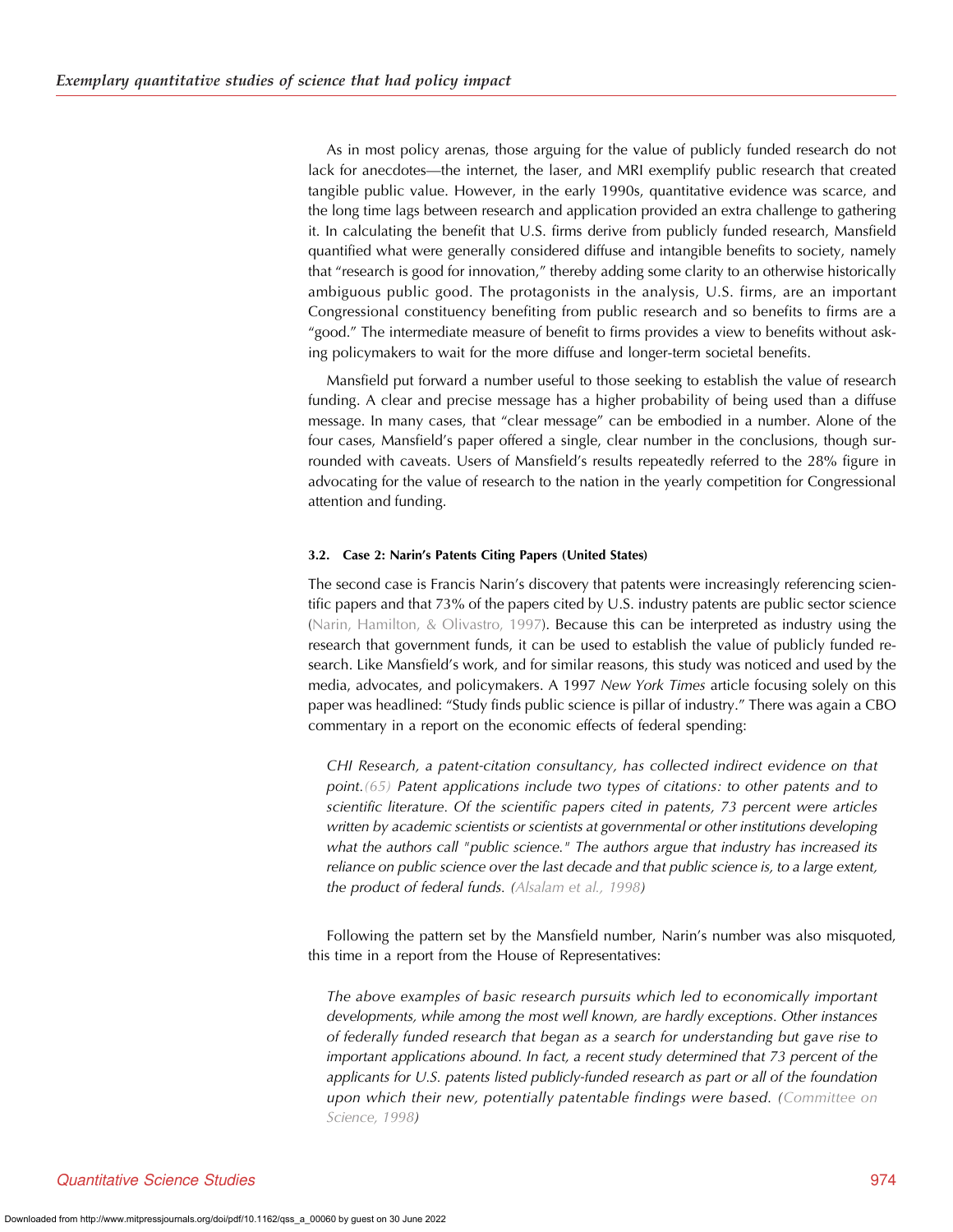As in most policy arenas, those arguing for the value of publicly funded research do not lack for anecdotes—the internet, the laser, and MRI exemplify public research that created tangible public value. However, in the early 1990s, quantitative evidence was scarce, and the long time lags between research and application provided an extra challenge to gathering it. In calculating the benefit that U.S. firms derive from publicly funded research, Mansfield quantified what were generally considered diffuse and intangible benefits to society, namely that "research is good for innovation," thereby adding some clarity to an otherwise historically ambiguous public good. The protagonists in the analysis, U.S. firms, are an important Congressional constituency benefiting from public research and so benefits to firms are a "good." The intermediate measure of benefit to firms provides a view to benefits without asking policymakers to wait for the more diffuse and longer-term societal benefits.

Mansfield put forward a number useful to those seeking to establish the value of research funding. A clear and precise message has a higher probability of being used than a diffuse message. In many cases, that "clear message" can be embodied in a number. Alone of the four cases, Mansfield's paper offered a single, clear number in the conclusions, though surrounded with caveats. Users of Mansfield's results repeatedly referred to the 28% figure in advocating for the value of research to the nation in the yearly competition for Congressional attention and funding.

### 3.2. Case 2: Narin's Patents Citing Papers (United States)

The second case is Francis Narin's discovery that patents were increasingly referencing scientific papers and that 73% of the papers cited by U.S. industry patents are public sector science (Narin, Hamilton, & Olivastro, 1997). Because this can be interpreted as industry using the research that government funds, it can be used to establish the value of publicly funded research. Like Mansfield's work, and for similar reasons, this study was noticed and used by the media, advocates, and policymakers. A 1997 *New York Times* article focusing solely on this paper was headlined: "Study finds public science is pillar of industry." There was again a CBO commentary in a report on the economic effects of federal spending:

> *CHI Research, a patent-citation consultancy, has collected indirect evidence on that point.(65) Patent applications include two types of citations: to other patents and to scientific literature. Of the scientific papers cited in patents, 73 percent were articles written by academic scientists or scientists at governmental or other institutions developing what the authors call "public science." The authors argue that industry has increased its reliance on public science over the last decade and that public science is, to a large extent, the product of federal funds. (Alsalam et al., 1998)*

Following the pattern set by the Mansfield number, Narin's number was also misquoted, this time in a report from the House of Representatives:

> *The above examples of basic research pursuits which led to economically important developments, while among the most well known, are hardly exceptions. Other instances of federally funded research that began as a search for understanding but gave rise to important applications abound. In fact, a recent study determined that 73 percent of the applicants for U.S. patents listed publicly-funded research as part or all of the foundation upon which their new, potentially patentable findings were based. (Committee on Science, 1998)*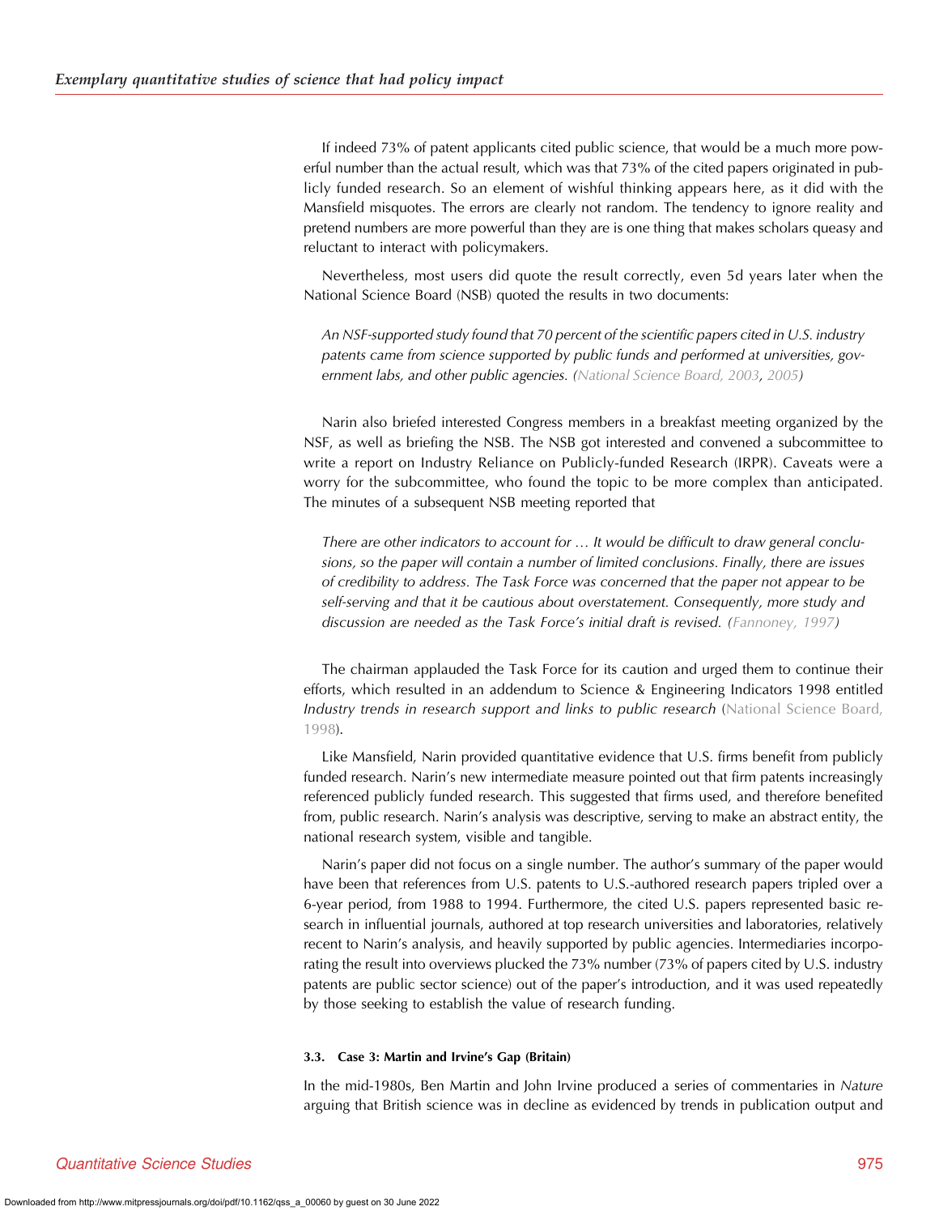If indeed 73% of patent applicants cited public science, that would be a much more powerful number than the actual result, which was that 73% of the cited papers originated in publicly funded research. So an element of wishful thinking appears here, as it did with the Mansfield misquotes. The errors are clearly not random. The tendency to ignore reality and pretend numbers are more powerful than they are is one thing that makes scholars queasy and reluctant to interact with policymakers.

Nevertheless, most users did quote the result correctly, even 5d years later when the National Science Board (NSB) quoted the results in two documents:

> *An NSF-supported study found that 70 percent of the scientific papers cited in U.S. industry patents came from science supported by public funds and performed at universities, government labs, and other public agencies. (National Science Board, 2003, 2005)*

Narin also briefed interested Congress members in a breakfast meeting organized by the NSF, as well as briefing the NSB. The NSB got interested and convened a subcommittee to write a report on Industry Reliance on Publicly-funded Research (IRPR). Caveats were a worry for the subcommittee, who found the topic to be more complex than anticipated. The minutes of a subsequent NSB meeting reported that

> *There are other indicators to account for … It would be difficult to draw general conclusions, so the paper will contain a number of limited conclusions. Finally, there are issues of credibility to address. The Task Force was concerned that the paper not appear to be self-serving and that it be cautious about overstatement. Consequently, more study and discussion are needed as the Task Force's initial draft is revised. (Fannoney, 1997)*

The chairman applauded the Task Force for its caution and urged them to continue their efforts, which resulted in an addendum to Science & Engineering Indicators 1998 entitled *Industry trends in research support and links to public research* (National Science Board, 1998).

Like Mansfield, Narin provided quantitative evidence that U.S. firms benefit from publicly funded research. Narin's new intermediate measure pointed out that firm patents increasingly referenced publicly funded research. This suggested that firms used, and therefore benefited from, public research. Narin's analysis was descriptive, serving to make an abstract entity, the national research system, visible and tangible.

Narin's paper did not focus on a single number. The author's summary of the paper would have been that references from U.S. patents to U.S.-authored research papers tripled over a 6-year period, from 1988 to 1994. Furthermore, the cited U.S. papers represented basic research in influential journals, authored at top research universities and laboratories, relatively recent to Narin's analysis, and heavily supported by public agencies. Intermediaries incorporating the result into overviews plucked the 73% number (73% of papers cited by U.S. industry patents are public sector science) out of the paper's introduction, and it was used repeatedly by those seeking to establish the value of research funding.

#### 3.3. Case 3: Martin and Irvine's Gap (Britain)

In the mid-1980s, Ben Martin and John Irvine produced a series of commentaries in *Nature* arguing that British science was in decline as evidenced by trends in publication output and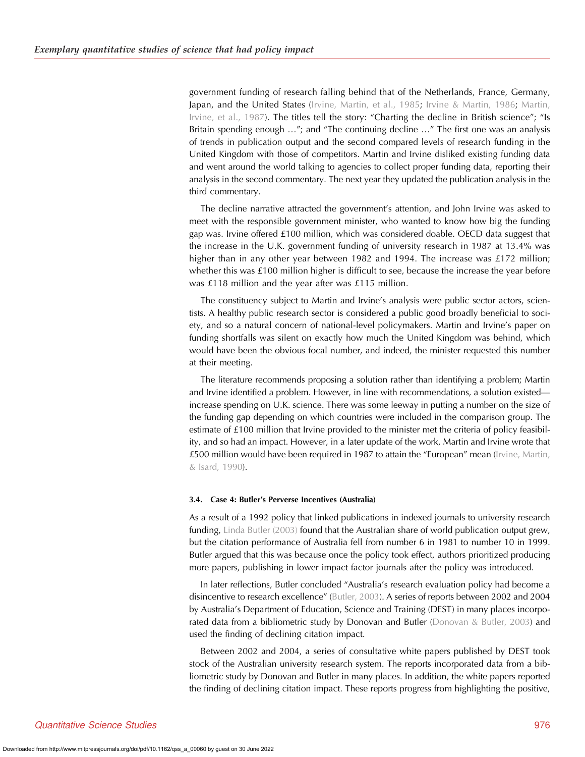government funding of research falling behind that of the Netherlands, France, Germany, Japan, and the United States (Irvine, Martin, et al., 1985; Irvine & Martin, 1986; Martin, Irvine, et al., 1987). The titles tell the story: "Charting the decline in British science"; "Is Britain spending enough …"; and "The continuing decline …" The first one was an analysis of trends in publication output and the second compared levels of research funding in the United Kingdom with those of competitors. Martin and Irvine disliked existing funding data and went around the world talking to agencies to collect proper funding data, reporting their analysis in the second commentary. The next year they updated the publication analysis in the third commentary.

The decline narrative attracted the government's attention, and John Irvine was asked to meet with the responsible government minister, who wanted to know how big the funding gap was. Irvine offered £100 million, which was considered doable. OECD data suggest that the increase in the U.K. government funding of university research in 1987 at 13.4% was higher than in any other year between 1982 and 1994. The increase was £172 million; whether this was £100 million higher is difficult to see, because the increase the year before was £118 million and the year after was £115 million.

The constituency subject to Martin and Irvine's analysis were public sector actors, scientists. A healthy public research sector is considered a public good broadly beneficial to society, and so a natural concern of national-level policymakers. Martin and Irvine's paper on funding shortfalls was silent on exactly how much the United Kingdom was behind, which would have been the obvious focal number, and indeed, the minister requested this number at their meeting.

The literature recommends proposing a solution rather than identifying a problem; Martin and Irvine identified a problem. However, in line with recommendations, a solution existed—increase spending on U.K. science. There was some leeway in putting a number on the size of the funding gap depending on which countries were included in the comparison group. The estimate of £100 million that Irvine provided to the minister met the criteria of policy feasibility, and so had an impact. However, in a later update of the work, Martin and Irvine wrote that £500 million would have been required in 1987 to attain the "European" mean (Irvine, Martin, & Isard, 1990).

#### 3.4. Case 4: Butler's Perverse Incentives (Australia)

As a result of a 1992 policy that linked publications in indexed journals to university research funding, Linda Butler (2003) found that the Australian share of world publication output grew, but the citation performance of Australia fell from number 6 in 1981 to number 10 in 1999. Butler argued that this was because once the policy took effect, authors prioritized producing more papers, publishing in lower impact factor journals after the policy was introduced.

In later reflections, Butler concluded "Australia's research evaluation policy had become a disincentive to research excellence" (Butler, 2003). A series of reports between 2002 and 2004 by Australia's Department of Education, Science and Training (DEST) in many places incorporated data from a bibliometric study by Donovan and Butler (Donovan & Butler, 2003) and used the finding of declining citation impact.

Between 2002 and 2004, a series of consultative white papers published by DEST took stock of the Australian university research system. The reports incorporated data from a bibliometric study by Donovan and Butler in many places. In addition, the white papers reported the finding of declining citation impact. These reports progress from highlighting the positive,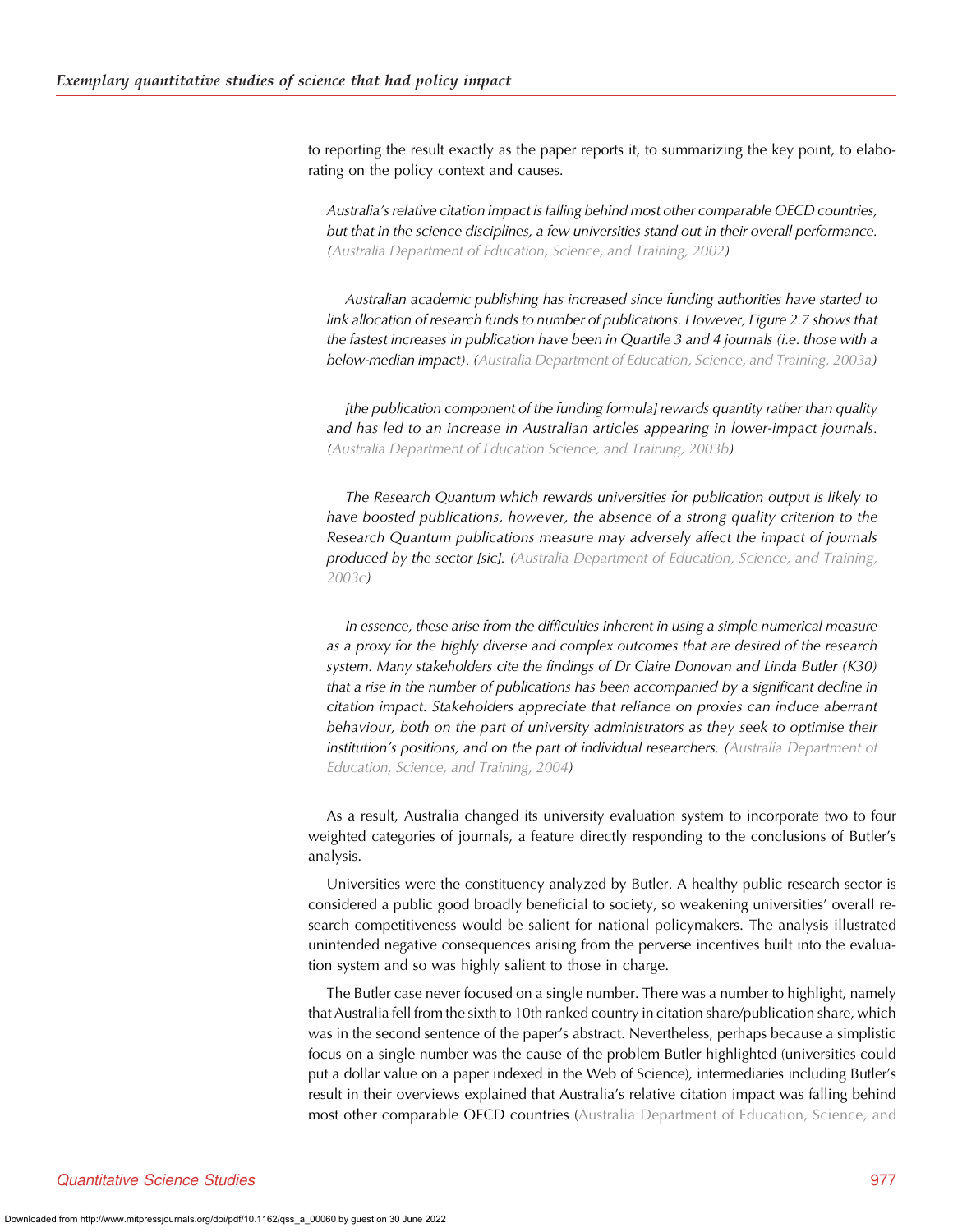to reporting the result exactly as the paper reports it, to summarizing the key point, to elaborating on the policy context and causes.

> *Australia's relative citation impact is falling behind most other comparable OECD countries, but that in the science disciplines, a few universities stand out in their overall performance.* (Australia Department of Education, Science, and Training, 2002)

> *Australian academic publishing has increased since funding authorities have started to link allocation of research funds to number of publications. However, Figure 2.7 shows that the fastest increases in publication have been in Quartile 3 and 4 journals (i.e. those with a below-median impact).* (Australia Department of Education, Science, and Training, 2003a)

> *[the publication component of the funding formula] rewards quantity rather than quality and has led to an increase in Australian articles appearing in lower-impact journals.* (Australia Department of Education Science, and Training, 2003b)

> *The Research Quantum which rewards universities for publication output is likely to have boosted publications, however, the absence of a strong quality criterion to the Research Quantum publications measure may adversely affect the impact of journals produced by the sector [sic].* (Australia Department of Education, Science, and Training, 2003c)

> *In essence, these arise from the difficulties inherent in using a simple numerical measure as a proxy for the highly diverse and complex outcomes that are desired of the research system. Many stakeholders cite the findings of Dr Claire Donovan and Linda Butler (K30) that a rise in the number of publications has been accompanied by a significant decline in citation impact. Stakeholders appreciate that reliance on proxies can induce aberrant behaviour, both on the part of university administrators as they seek to optimise their institution's positions, and on the part of individual researchers.* (Australia Department of Education, Science, and Training, 2004)

As a result, Australia changed its university evaluation system to incorporate two to four weighted categories of journals, a feature directly responding to the conclusions of Butler's analysis.

Universities were the constituency analyzed by Butler. A healthy public research sector is considered a public good broadly beneficial to society, so weakening universities' overall research competitiveness would be salient for national policymakers. The analysis illustrated unintended negative consequences arising from the perverse incentives built into the evaluation system and so was highly salient to those in charge.

The Butler case never focused on a single number. There was a number to highlight, namely that Australia fell from the sixth to 10th ranked country in citation share/publication share, which was in the second sentence of the paper's abstract. Nevertheless, perhaps because a simplistic focus on a single number was the cause of the problem Butler highlighted (universities could put a dollar value on a paper indexed in the Web of Science), intermediaries including Butler's result in their overviews explained that Australia's relative citation impact was falling behind most other comparable OECD countries (Australia Department of Education, Science, and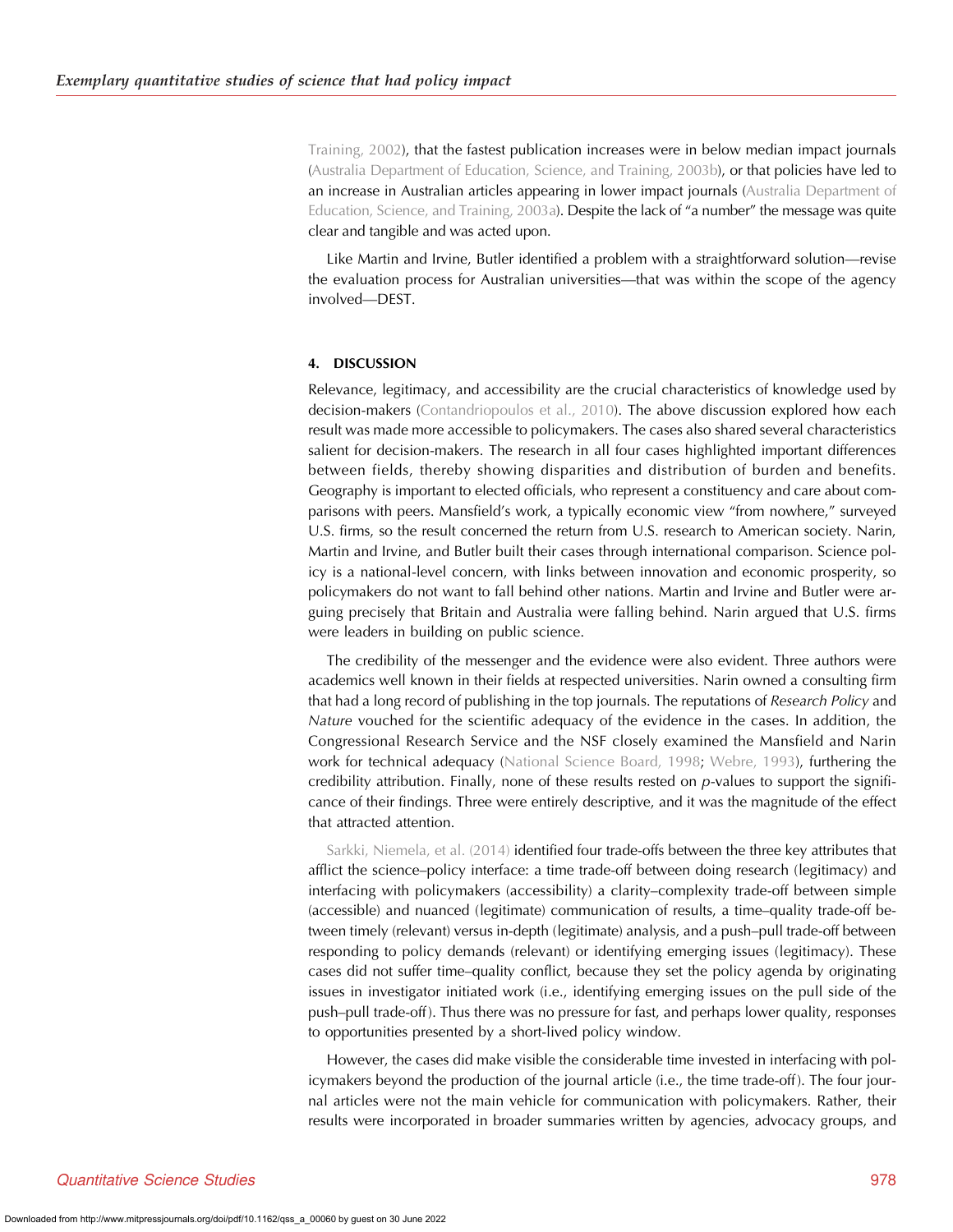Training, 2002), that the fastest publication increases were in below median impact journals (Australia Department of Education, Science, and Training, 2003b), or that policies have led to an increase in Australian articles appearing in lower impact journals (Australia Department of Education, Science, and Training, 2003a). Despite the lack of "a number" the message was quite clear and tangible and was acted upon.

Like Martin and Irvine, Butler identified a problem with a straightforward solution—revise the evaluation process for Australian universities—that was within the scope of the agency involved—DEST.

## 4. DISCUSSION

Relevance, legitimacy, and accessibility are the crucial characteristics of knowledge used by decision-makers (Contandriopoulos et al., 2010). The above discussion explored how each result was made more accessible to policymakers. The cases also shared several characteristics salient for decision-makers. The research in all four cases highlighted important differences between fields, thereby showing disparities and distribution of burden and benefits. Geography is important to elected officials, who represent a constituency and care about comparisons with peers. Mansfield's work, a typically economic view "from nowhere," surveyed U.S. firms, so the result concerned the return from U.S. research to American society. Narin, Martin and Irvine, and Butler built their cases through international comparison. Science policy is a national-level concern, with links between innovation and economic prosperity, so policymakers do not want to fall behind other nations. Martin and Irvine and Butler were arguing precisely that Britain and Australia were falling behind. Narin argued that U.S. firms were leaders in building on public science.

The credibility of the messenger and the evidence were also evident. Three authors were academics well known in their fields at respected universities. Narin owned a consulting firm that had a long record of publishing in the top journals. The reputations of *Research Policy* and *Nature* vouched for the scientific adequacy of the evidence in the cases. In addition, the Congressional Research Service and the NSF closely examined the Mansfield and Narin work for technical adequacy (National Science Board, 1998; Webre, 1993), furthering the credibility attribution. Finally, none of these results rested on $p$-values to support the significance of their findings. Three were entirely descriptive, and it was the magnitude of the effect that attracted attention.

Sarkki, Niemela, et al. (2014) identified four trade-offs between the three key attributes that afflict the science–policy interface: a time trade-off between doing research (legitimacy) and interfacing with policymakers (accessibility) a clarity–complexity trade-off between simple (accessible) and nuanced (legitimate) communication of results, a time–quality trade-off between timely (relevant) versus in-depth (legitimate) analysis, and a push–pull trade-off between responding to policy demands (relevant) or identifying emerging issues (legitimacy). These cases did not suffer time–quality conflict, because they set the policy agenda by originating issues in investigator initiated work (i.e., identifying emerging issues on the pull side of the push–pull trade-off). Thus there was no pressure for fast, and perhaps lower quality, responses to opportunities presented by a short-lived policy window.

However, the cases did make visible the considerable time invested in interfacing with policymakers beyond the production of the journal article (i.e., the time trade-off). The four journal articles were not the main vehicle for communication with policymakers. Rather, their results were incorporated in broader summaries written by agencies, advocacy groups, and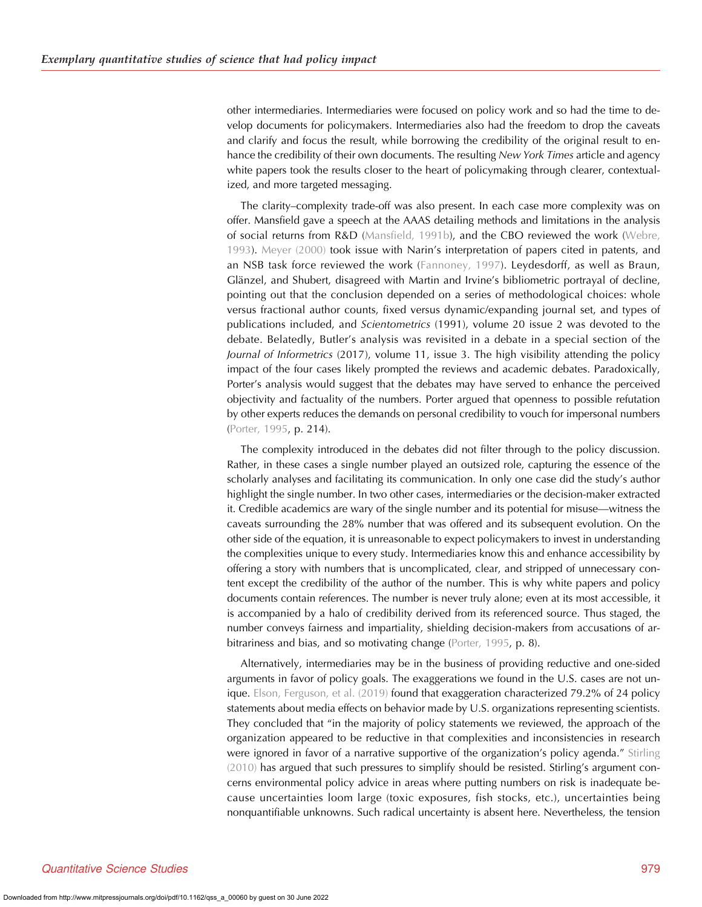other intermediaries. Intermediaries were focused on policy work and so had the time to develop documents for policymakers. Intermediaries also had the freedom to drop the caveats and clarify and focus the result, while borrowing the credibility of the original result to enhance the credibility of their own documents. The resulting *New York Times* article and agency white papers took the results closer to the heart of policymaking through clearer, contextualized, and more targeted messaging.

The clarity–complexity trade-off was also present. In each case more complexity was on offer. Mansfield gave a speech at the AAAS detailing methods and limitations in the analysis of social returns from R&D (Mansfield, 1991b), and the CBO reviewed the work (Webre, 1993). Meyer (2000) took issue with Narin's interpretation of papers cited in patents, and an NSB task force reviewed the work (Fannoney, 1997). Leydesdorff, as well as Braun, Glänzel, and Shubert, disagreed with Martin and Irvine's bibliometric portrayal of decline, pointing out that the conclusion depended on a series of methodological choices: whole versus fractional author counts, fixed versus dynamic/expanding journal set, and types of publications included, and *Scientometrics* (1991), volume 20 issue 2 was devoted to the debate. Belatedly, Butler's analysis was revisited in a debate in a special section of the *Journal of Informetrics* (2017), volume 11, issue 3. The high visibility attending the policy impact of the four cases likely prompted the reviews and academic debates. Paradoxically, Porter's analysis would suggest that the debates may have served to enhance the perceived objectivity and factuality of the numbers. Porter argued that openness to possible refutation by other experts reduces the demands on personal credibility to vouch for impersonal numbers (Porter, 1995, p. 214).

The complexity introduced in the debates did not filter through to the policy discussion. Rather, in these cases a single number played an outsized role, capturing the essence of the scholarly analyses and facilitating its communication. In only one case did the study's author highlight the single number. In two other cases, intermediaries or the decision-maker extracted it. Credible academics are wary of the single number and its potential for misuse—witness the caveats surrounding the 28% number that was offered and its subsequent evolution. On the other side of the equation, it is unreasonable to expect policymakers to invest in understanding the complexities unique to every study. Intermediaries know this and enhance accessibility by offering a story with numbers that is uncomplicated, clear, and stripped of unnecessary content except the credibility of the author of the number. This is why white papers and policy documents contain references. The number is never truly alone; even at its most accessible, it is accompanied by a halo of credibility derived from its referenced source. Thus staged, the number conveys fairness and impartiality, shielding decision-makers from accusations of arbitrariness and bias, and so motivating change (Porter, 1995, p. 8).

Alternatively, intermediaries may be in the business of providing reductive and one-sided arguments in favor of policy goals. The exaggerations we found in the U.S. cases are not unique. Elson, Ferguson, et al. (2019) found that exaggeration characterized 79.2% of 24 policy statements about media effects on behavior made by U.S. organizations representing scientists. They concluded that "in the majority of policy statements we reviewed, the approach of the organization appeared to be reductive in that complexities and inconsistencies in research were ignored in favor of a narrative supportive of the organization's policy agenda." Stirling (2010) has argued that such pressures to simplify should be resisted. Stirling's argument concerns environmental policy advice in areas where putting numbers on risk is inadequate because uncertainties loom large (toxic exposures, fish stocks, etc.), uncertainties being nonquantifiable unknowns. Such radical uncertainty is absent here. Nevertheless, the tension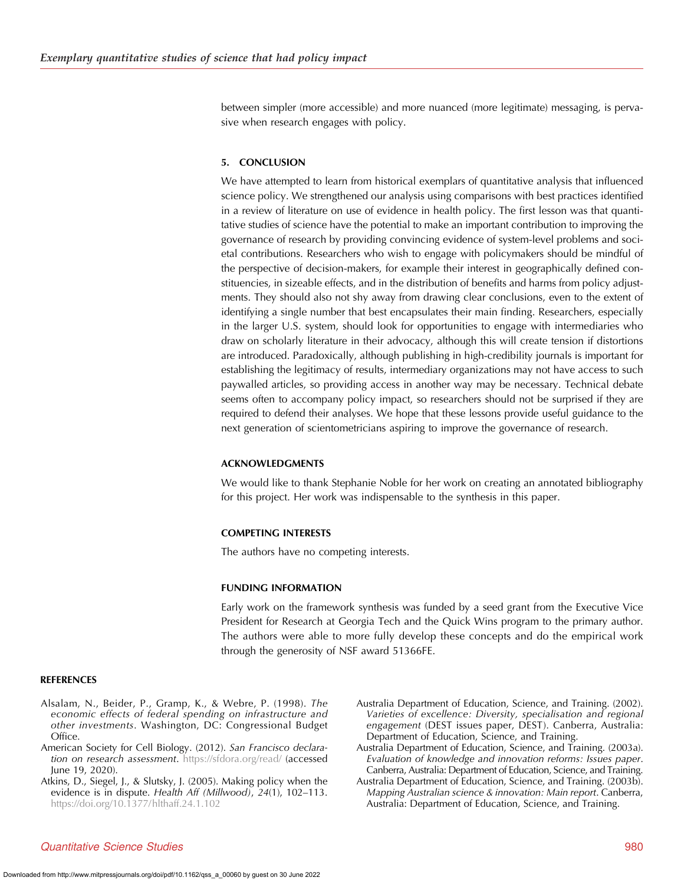between simpler (more accessible) and more nuanced (more legitimate) messaging, is pervasive when research engages with policy.

## 5. CONCLUSION

We have attempted to learn from historical exemplars of quantitative analysis that influenced science policy. We strengthened our analysis using comparisons with best practices identified in a review of literature on use of evidence in health policy. The first lesson was that quantitative studies of science have the potential to make an important contribution to improving the governance of research by providing convincing evidence of system-level problems and societal contributions. Researchers who wish to engage with policymakers should be mindful of the perspective of decision-makers, for example their interest in geographically defined constituencies, in sizeable effects, and in the distribution of benefits and harms from policy adjustments. They should also not shy away from drawing clear conclusions, even to the extent of identifying a single number that best encapsulates their main finding. Researchers, especially in the larger U.S. system, should look for opportunities to engage with intermediaries who draw on scholarly literature in their advocacy, although this will create tension if distortions are introduced. Paradoxically, although publishing in high-credibility journals is important for establishing the legitimacy of results, intermediary organizations may not have access to such paywalled articles, so providing access in another way may be necessary. Technical debate seems often to accompany policy impact, so researchers should not be surprised if they are required to defend their analyses. We hope that these lessons provide useful guidance to the next generation of scientometricians aspiring to improve the governance of research.

## ACKNOWLEDGMENTS

We would like to thank Stephanie Noble for her work on creating an annotated bibliography for this project. Her work was indispensable to the synthesis in this paper.

## COMPETING INTERESTS

The authors have no competing interests.

## FUNDING INFORMATION

Early work on the framework synthesis was funded by a seed grant from the Executive Vice President for Research at Georgia Tech and the Quick Wins program to the primary author. The authors were able to more fully develop these concepts and do the empirical work through the generosity of NSF award 51366FE.

## REFERENCES

Alsalam, N., Beider, P., Gramp, K., & Webre, P. (1998). *The economic effects of federal spending on infrastructure and other investments*. Washington, DC: Congressional Budget Office.

American Society for Cell Biology. (2012). *San Francisco declaration on research assessment*. https://sfdora.org/read/ (accessed June 19, 2020).

Atkins, D., Siegel, J., & Slutsky, J. (2005). Making policy when the evidence is in dispute. *Health Aff (Millwood)*, *24*(1), 102–113. https://doi.org/10.1377/hlthaff.24.1.102

Australia Department of Education, Science, and Training. (2002). *Varieties of excellence: Diversity, specialisation and regional engagement* (DEST issues paper, DEST). Canberra, Australia: Department of Education, Science, and Training.

Australia Department of Education, Science, and Training. (2003a). *Evaluation of knowledge and innovation reforms: Issues paper*. Canberra, Australia: Department of Education, Science, and Training.

Australia Department of Education, Science, and Training. (2003b). *Mapping Australian science & innovation: Main report*. Canberra, Australia: Department of Education, Science, and Training.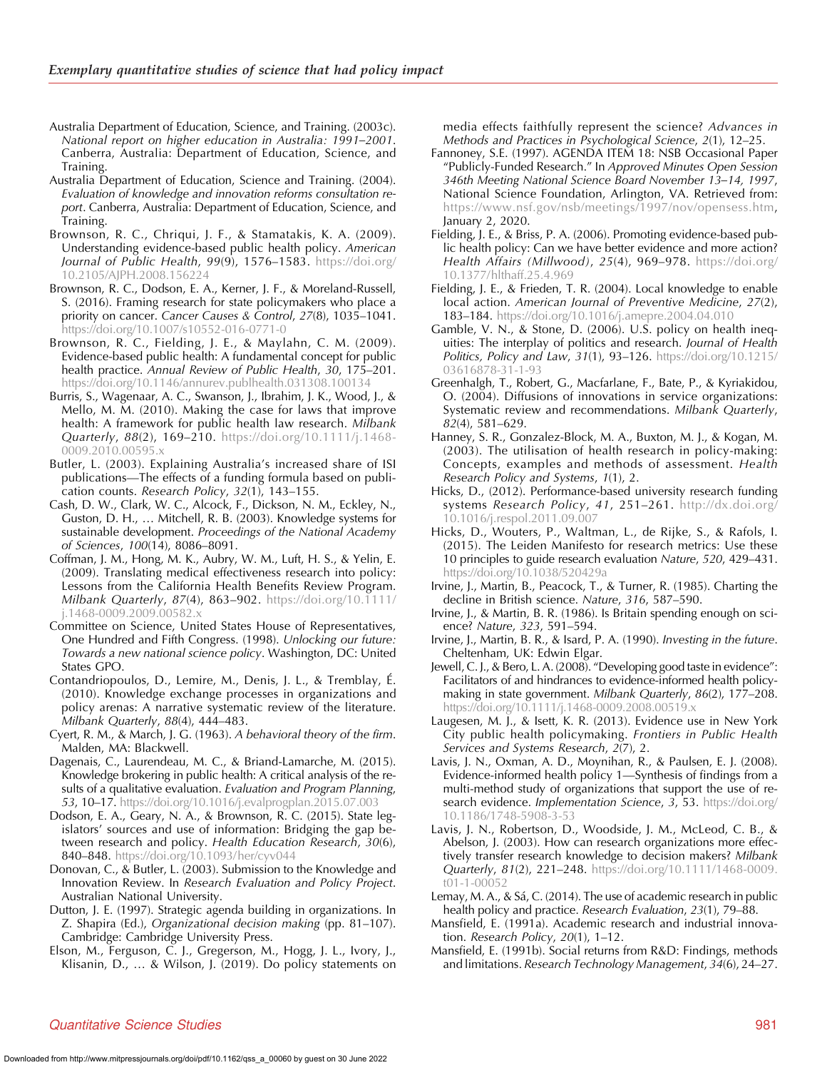Australia Department of Education, Science, and Training. (2003c). *National report on higher education in Australia: 1991–2001*. Canberra, Australia: Department of Education, Science, and Training.

Australia Department of Education, Science and Training. (2004). *Evaluation of knowledge and innovation reforms consultation report*. Canberra, Australia: Department of Education, Science, and Training.

Brownson, R. C., Chriqui, J. F., & Stamatakis, K. A. (2009). Understanding evidence-based public health policy. *American Journal of Public Health*, *99*(9), 1576–1583. https://doi.org/10.2105/AJPH.2008.156224

Brownson, R. C., Dodson, E. A., Kerner, J. F., & Moreland-Russell, S. (2016). Framing research for state policymakers who place a priority on cancer. *Cancer Causes & Control*, *27*(8), 1035–1041. https://doi.org/10.1007/s10552-016-0771-0

Brownson, R. C., Fielding, J. E., & Maylahn, C. M. (2009). Evidence-based public health: A fundamental concept for public health practice. *Annual Review of Public Health*, *30*, 175–201. https://doi.org/10.1146/annurev.publhealth.031308.100134

Burris, S., Wagenaar, A. C., Swanson, J., Ibrahim, J. K., Wood, J., & Mello, M. M. (2010). Making the case for laws that improve health: A framework for public health law research. *Milbank Quarterly*, *88*(2), 169–210. https://doi.org/10.1111/j.1468-0009.2010.00595.x

Butler, L. (2003). Explaining Australia's increased share of ISI publications—The effects of a funding formula based on publication counts. *Research Policy*, *32*(1), 143–155.

Cash, D. W., Clark, W. C., Alcock, F., Dickson, N. M., Eckley, N., Guston, D. H., … Mitchell, R. B. (2003). Knowledge systems for sustainable development. *Proceedings of the National Academy of Sciences*, *100*(14), 8086–8091.

Coffman, J. M., Hong, M. K., Aubry, W. M., Luft, H. S., & Yelin, E. (2009). Translating medical effectiveness research into policy: Lessons from the California Health Benefits Review Program. *Milbank Quarterly*, *87*(4), 863–902. https://doi.org/10.1111/j.1468-0009.2009.00582.x

Committee on Science, United States House of Representatives, One Hundred and Fifth Congress. (1998). *Unlocking our future: Towards a new national science policy*. Washington, DC: United States GPO.

Contandriopoulos, D., Lemire, M., Denis, J. L., & Tremblay, É. (2010). Knowledge exchange processes in organizations and policy arenas: A narrative systematic review of the literature. *Milbank Quarterly*, *88*(4), 444–483.

Cyert, R. M., & March, J. G. (1963). *A behavioral theory of the firm*. Malden, MA: Blackwell.

Dagenais, C., Laurendeau, M. C., & Briand-Lamarche, M. (2015). Knowledge brokering in public health: A critical analysis of the results of a qualitative evaluation. *Evaluation and Program Planning*, *53*, 10–17. https://doi.org/10.1016/j.evalprogplan.2015.07.003

Dodson, E. A., Geary, N. A., & Brownson, R. C. (2015). State legislators' sources and use of information: Bridging the gap between research and policy. *Health Education Research*, *30*(6), 840–848. https://doi.org/10.1093/her/cyv044

Donovan, C., & Butler, L. (2003). Submission to the Knowledge and Innovation Review. In *Research Evaluation and Policy Project*. Australian National University.

Dutton, J. E. (1997). Strategic agenda building in organizations. In Z. Shapira (Ed.), *Organizational decision making* (pp. 81–107). Cambridge: Cambridge University Press.

Elson, M., Ferguson, C. J., Gregerson, M., Hogg, J. L., Ivory, J., Klisanin, D., … & Wilson, J. (2019). Do policy statements on media effects faithfully represent the science? *Advances in Methods and Practices in Psychological Science*, *2*(1), 12–25.

Fannoney, S.E. (1997). AGENDA ITEM 18: NSB Occasional Paper "Publicly-Funded Research." In *Approved Minutes Open Session 346th Meeting National Science Board November 13–14, 1997*, National Science Foundation, Arlington, VA. Retrieved from: https://www.nsf.gov/nsb/meetings/1997/nov/opensess.htm, January 2, 2020.

Fielding, J. E., & Briss, P. A. (2006). Promoting evidence-based public health policy: Can we have better evidence and more action? *Health Affairs (Millwood)*, *25*(4), 969–978. https://doi.org/10.1377/hlthaff.25.4.969

Fielding, J. E., & Frieden, T. R. (2004). Local knowledge to enable local action. *American Journal of Preventive Medicine*, *27*(2), 183–184. https://doi.org/10.1016/j.amepre.2004.04.010

Gamble, V. N., & Stone, D. (2006). U.S. policy on health inequities: The interplay of politics and research. *Journal of Health Politics, Policy and Law*, *31*(1), 93–126. https://doi.org/10.1215/03616878-31-1-93

Greenhalgh, T., Robert, G., Macfarlane, F., Bate, P., & Kyriakidou, O. (2004). Diffusions of innovations in service organizations: Systematic review and recommendations. *Milbank Quarterly*, *82*(4), 581–629.

Hanney, S. R., Gonzalez-Block, M. A., Buxton, M. J., & Kogan, M. (2003). The utilisation of health research in policy-making: Concepts, examples and methods of assessment. *Health Research Policy and Systems*, *1*(1), 2.

Hicks, D., (2012). Performance-based university research funding systems *Research Policy*, *41*, 251–261. http://dx.doi.org/10.1016/j.respol.2011.09.007

Hicks, D., Wouters, P., Waltman, L., de Rijke, S., & Rafols, I. (2015). The Leiden Manifesto for research metrics: Use these 10 principles to guide research evaluation *Nature*, *520*, 429–431. https://doi.org/10.1038/520429a

Irvine, J., Martin, B., Peacock, T., & Turner, R. (1985). Charting the decline in British science. *Nature*, *316*, 587–590.

Irvine, J., & Martin, B. R. (1986). Is Britain spending enough on science? *Nature*, *323*, 591–594.

Irvine, J., Martin, B. R., & Isard, P. A. (1990). *Investing in the future*. Cheltenham, UK: Edwin Elgar.

Jewell, C. J., & Bero, L. A. (2008). "Developing good taste in evidence": Facilitators of and hindrances to evidence-informed health policymaking in state government. *Milbank Quarterly*, *86*(2), 177–208. https://doi.org/10.1111/j.1468-0009.2008.00519.x

Laugesen, M. J., & Isett, K. R. (2013). Evidence use in New York City public health policymaking. *Frontiers in Public Health Services and Systems Research*, *2*(7), 2.

Lavis, J. N., Oxman, A. D., Moynihan, R., & Paulsen, E. J. (2008). Evidence-informed health policy 1—Synthesis of findings from a multi-method study of organizations that support the use of research evidence. *Implementation Science*, *3*, 53. https://doi.org/10.1186/1748-5908-3-53

Lavis, J. N., Robertson, D., Woodside, J. M., McLeod, C. B., & Abelson, J. (2003). How can research organizations more effectively transfer research knowledge to decision makers? *Milbank Quarterly*, *81*(2), 221–248. https://doi.org/10.1111/1468-0009.t01-1-00052

Lemay, M. A., & Sá, C. (2014). The use of academic research in public health policy and practice. *Research Evaluation*, *23*(1), 79–88.

Mansfield, E. (1991a). Academic research and industrial innovation. *Research Policy*, *20*(1), 1–12.

Mansfield, E. (1991b). Social returns from R&D: Findings, methods and limitations. *Research Technology Management*, *34*(6), 24–27.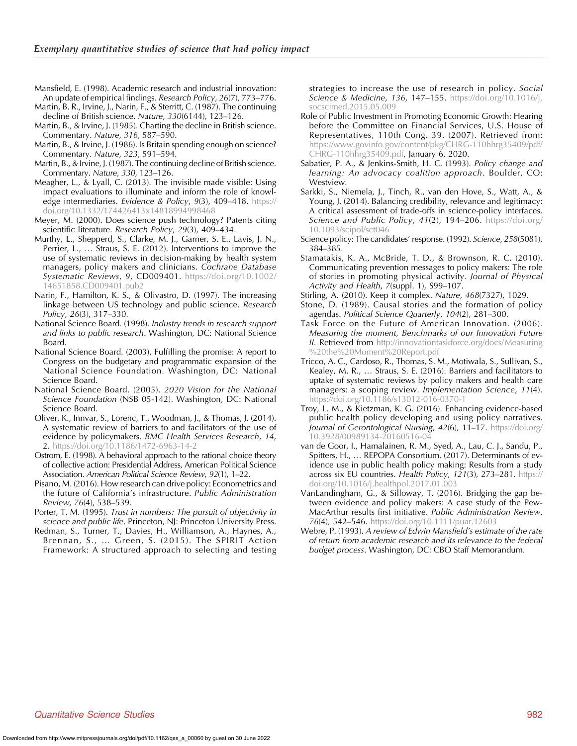Mansfield, E. (1998). Academic research and industrial innovation: An update of empirical findings. *Research Policy*, *26*(7), 773–776.

Martin, B. R., Irvine, J., Narin, F., & Sterritt, C. (1987). The continuing decline of British science. *Nature*, *330*(6144), 123–126.

Martin, B., & Irvine, J. (1985). Charting the decline in British science. Commentary. *Nature*, *316*, 587–590.

Martin, B., & Irvine, J. (1986). Is Britain spending enough on science? Commentary. *Nature*, *323*, 591–594.

Martin, B., & Irvine, J. (1987). The continuing decline of British science. Commentary. *Nature*, *330*, 123–126.

Meagher, L., & Lyall, C. (2013). The invisible made visible: Using impact evaluations to illuminate and inform the role of knowledge intermediaries. *Evidence & Policy*, *9*(3), 409–418. https://doi.org/10.1332/174426413x14818994998468

Meyer, M. (2000). Does science push technology? Patents citing scientific literature. *Research Policy*, *29*(3), 409–434.

Murthy, L., Shepperd, S., Clarke, M. J., Garner, S. E., Lavis, J. N., Perrier, L., … Straus, S. E. (2012). Interventions to improve the use of systematic reviews in decision-making by health system managers, policy makers and clinicians. *Cochrane Database Systematic Reviews*, *9*, CD009401. https://doi.org/10.1002/14651858.CD009401.pub2

Narin, F., Hamilton, K. S., & Olivastro, D. (1997). The increasing linkage between US technology and public science. *Research Policy*, *26*(3), 317–330.

National Science Board. (1998). *Industry trends in research support and links to public research*. Washington, DC: National Science Board.

National Science Board. (2003). Fulfilling the promise: A report to Congress on the budgetary and programmatic expansion of the National Science Foundation. Washington, DC: National Science Board.

National Science Board. (2005). *2020 Vision for the National Science Foundation* (NSB 05-142). Washington, DC: National Science Board.

Oliver, K., Innvar, S., Lorenc, T., Woodman, J., & Thomas, J. (2014). A systematic review of barriers to and facilitators of the use of evidence by policymakers. *BMC Health Services Research*, *14*, 2. https://doi.org/10.1186/1472-6963-14-2

Ostrom, E. (1998). A behavioral approach to the rational choice theory of collective action: Presidential Address, American Political Science Association. *American Political Science Review*, *92*(1), 1–22.

Pisano, M. (2016). How research can drive policy: Econometrics and the future of California's infrastructure. *Public Administration Review*, *76*(4), 538–539.

Porter, T. M. (1995). *Trust in numbers: The pursuit of objectivity in science and public life*. Princeton, NJ: Princeton University Press.

Redman, S., Turner, T., Davies, H., Williamson, A., Haynes, A., Brennan, S., … Green, S. (2015). The SPIRIT Action Framework: A structured approach to selecting and testing strategies to increase the use of research in policy. *Social Science & Medicine*, *136*, 147–155. https://doi.org/10.1016/j.socscimed.2015.05.009

Role of Public Investment in Promoting Economic Growth: Hearing before the Committee on Financial Services, U.S. House of Representatives, 110th Cong. 39. (2007). Retrieved from: https://www.govinfo.gov/content/pkg/CHRG-110hhrg35409/pdf/CHRG-110hhrg35409.pdf, January 6, 2020.

Sabatier, P. A., & Jenkins-Smith, H. C. (1993). *Policy change and learning: An advocacy coalition approach*. Boulder, CO: Westview.

Sarkki, S., Niemela, J., Tinch, R., van den Hove, S., Watt, A., & Young, J. (2014). Balancing credibility, relevance and legitimacy: A critical assessment of trade-offs in science-policy interfaces. *Science and Public Policy*, *41*(2), 194–206. https://doi.org/10.1093/scipol/sct046

Science policy: The candidates' response. (1992). *Science*, *258*(5081), 384–385.

Stamatakis, K. A., McBride, T. D., & Brownson, R. C. (2010). Communicating prevention messages to policy makers: The role of stories in promoting physical activity. *Journal of Physical Activity and Health*, *7*(suppl. 1), S99–107.

Stirling, A. (2010). Keep it complex. *Nature*, *468*(7327), 1029.

Stone, D. (1989). Causal stories and the formation of policy agendas. *Political Science Quarterly*, *104*(2), 281–300.

Task Force on the Future of American Innovation. (2006). *Measuring the moment, Benchmarks of our Innovation Future II*. Retrieved from http://innovationtaskforce.org/docs/Measuring%20the%20Moment%20Report.pdf

Tricco, A. C., Cardoso, R., Thomas, S. M., Motiwala, S., Sullivan, S., Kealey, M. R., … Straus, S. E. (2016). Barriers and facilitators to uptake of systematic reviews by policy makers and health care managers: a scoping review. *Implementation Science*, *11*(4). https://doi.org/10.1186/s13012-016-0370-1

Troy, L. M., & Kietzman, K. G. (2016). Enhancing evidence-based public health policy developing and using policy narratives. *Journal of Gerontological Nursing*, *42*(6), 11–17. https://doi.org/10.3928/00989134-20160516-04

van de Goor, I., Hamalainen, R. M., Syed, A., Lau, C. J., Sandu, P., Spitters, H., … REPOPA Consortium. (2017). Determinants of evidence use in public health policy making: Results from a study across six EU countries. *Health Policy*, *121*(3), 273–281. https://doi.org/10.1016/j.healthpol.2017.01.003

VanLandingham, G., & Silloway, T. (2016). Bridging the gap between evidence and policy makers: A case study of the Pew-MacArthur results first initiative. *Public Administration Review*, *76*(4), 542–546. https://doi.org/10.1111/puar.12603

Webre, P. (1993). *A review of Edwin Mansfield's estimate of the rate of return from academic research and its relevance to the federal budget process*. Washington, DC: CBO Staff Memorandum.